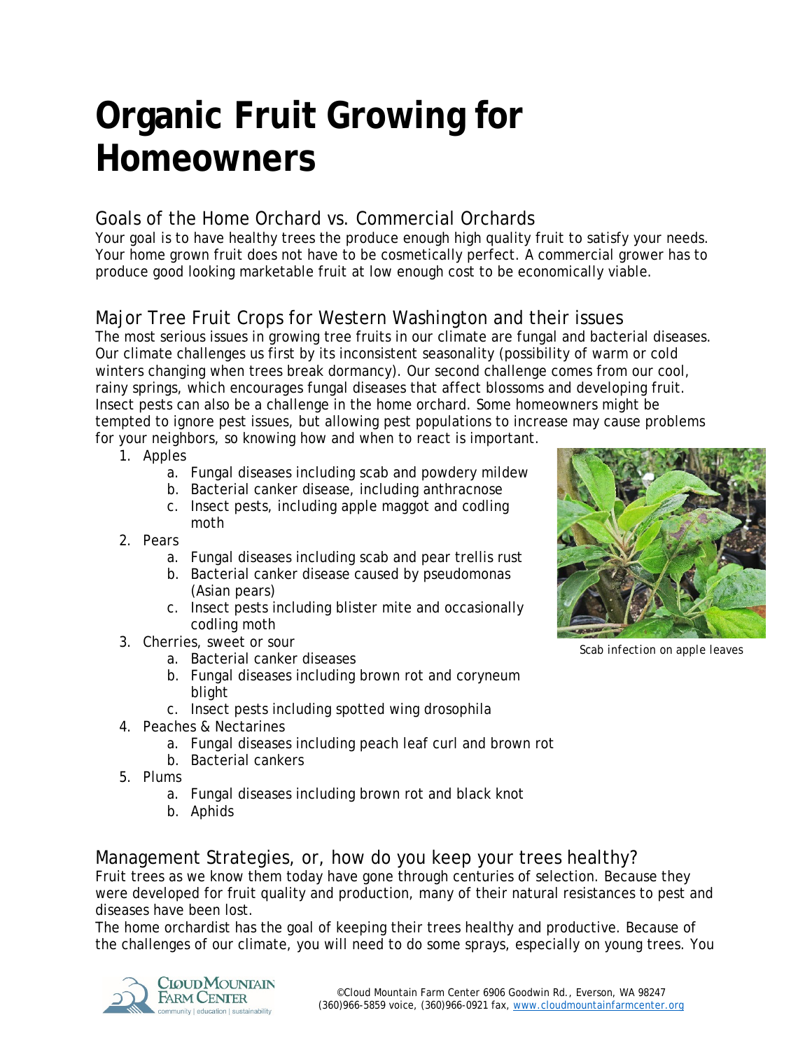# Organic Fruit Growing for Homeowners

## Goals of the Home Orchard vs. Commercial Orchards

Your goal is to have healthy trees the produce enough high quality fruit to satisfy your needs. Your home grown fruit does not have to be cosmetically perfect. A commercial grower has to produce good looking marketable fruit at low enough cost to be economically viable.

## Major Tree Fruit Crops for Western Washington and their issues

The most serious issues in growing tree fruits in our climate are fungal and bacterial diseases. Our climate challenges us first by its inconsistent seasonality (possibility of warm or cold winters changing when trees break dormancy). Our second challenge comes from our cool, rainy springs, which encourages fungal diseases that affect blossoms and developing fruit. Insect pests can also be a challenge in the home orchard. Some homeowners might be tempted to ignore pest issues, but allowing pest populations to increase may cause problems for your neighbors, so knowing how and when to react is important.

1. Apples
   a. Fungal diseases including scab and powdery mildew
   b. Bacterial canker disease, including anthracnose
   c. Insect pests, including apple maggot and codling moth
2. Pears
   a. Fungal diseases including scab and pear trellis rust
   b. Bacterial canker disease caused by pseudomonas (Asian pears)
   c. Insect pests including blister mite and occasionally codling moth
3. Cherries, sweet or sour
   a. Bacterial canker diseases
   b. Fungal diseases including brown rot and coryneum blight
   c. Insect pests including spotted wing drosophila
4. Peaches & Nectarines
   a. Fungal diseases including peach leaf curl and brown rot
   b. Bacterial cankers
5. Plums
   a. Fungal diseases including brown rot and black knot
   b. Aphids

Scab infection on apple leaves

## Management Strategies, or, how do you keep your trees healthy?

Fruit trees as we know them today have gone through centuries of selection. Because they were developed for fruit quality and production, many of their natural resistances to pest and diseases have been lost.

The home orchardist has the goal of keeping their trees healthy and productive. Because of the challenges of our climate, you will need to do some sprays, especially on young trees. You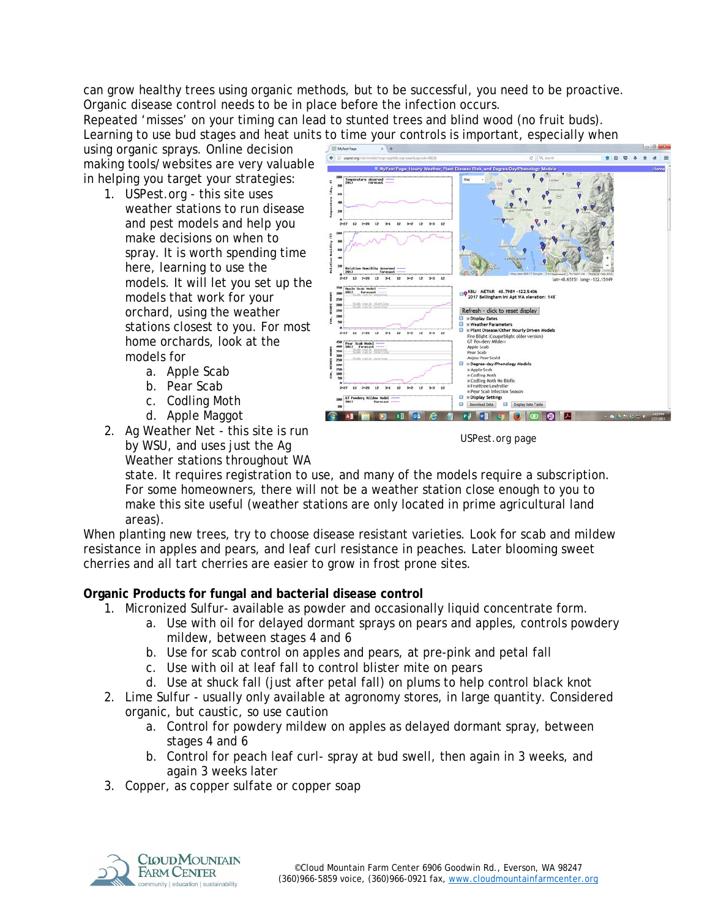can grow healthy trees using organic methods, but to be successful, you need to be proactive. Organic disease control needs to be in place before the infection occurs.
Repeated 'misses' on your timing can lead to stunted trees and blind wood (no fruit buds). Learning to use bud stages and heat units to time your controls is important, especially when using organic sprays. Online decision making tools/websites are very valuable in helping you target your strategies:

1. USPest.org - this site uses weather stations to run disease and pest models and help you make decisions on when to spray. It is worth spending time here, learning to use the models. It will let you set up the models that work for your orchard, using the weather stations closest to you. For most home orchards, look at the models for
   a. Apple Scab
   b. Pear Scab
   c. Codling Moth
   d. Apple Maggot
2. Ag Weather Net - this site is run by WSU, and uses just the Ag Weather stations throughout WA state. It requires registration to use, and many of the models require a subscription. For some homeowners, there will not be a weather station close enough to you to make this site useful (weather stations are only located in prime agricultural land areas).

USPest.org page

When planting new trees, try to choose disease resistant varieties. Look for scab and mildew resistance in apples and pears, and leaf curl resistance in peaches. Later blooming sweet cherries and all tart cherries are easier to grow in frost prone sites.

**Organic Products for fungal and bacterial disease control**

1. Micronized Sulfur- available as powder and occasionally liquid concentrate form.
   a. Use with oil for delayed dormant sprays on pears and apples, controls powdery mildew, between stages 4 and 6
   b. Use for scab control on apples and pears, at pre-pink and petal fall
   c. Use with oil at leaf fall to control blister mite on pears
   d. Use at shuck fall (just after petal fall) on plums to help control black knot
2. Lime Sulfur - usually only available at agronomy stores, in large quantity. Considered organic, but caustic, so use caution
   a. Control for powdery mildew on apples as delayed dormant spray, between stages 4 and 6
   b. Control for peach leaf curl- spray at bud swell, then again in 3 weeks, and again 3 weeks later
3. Copper, as copper sulfate or copper soap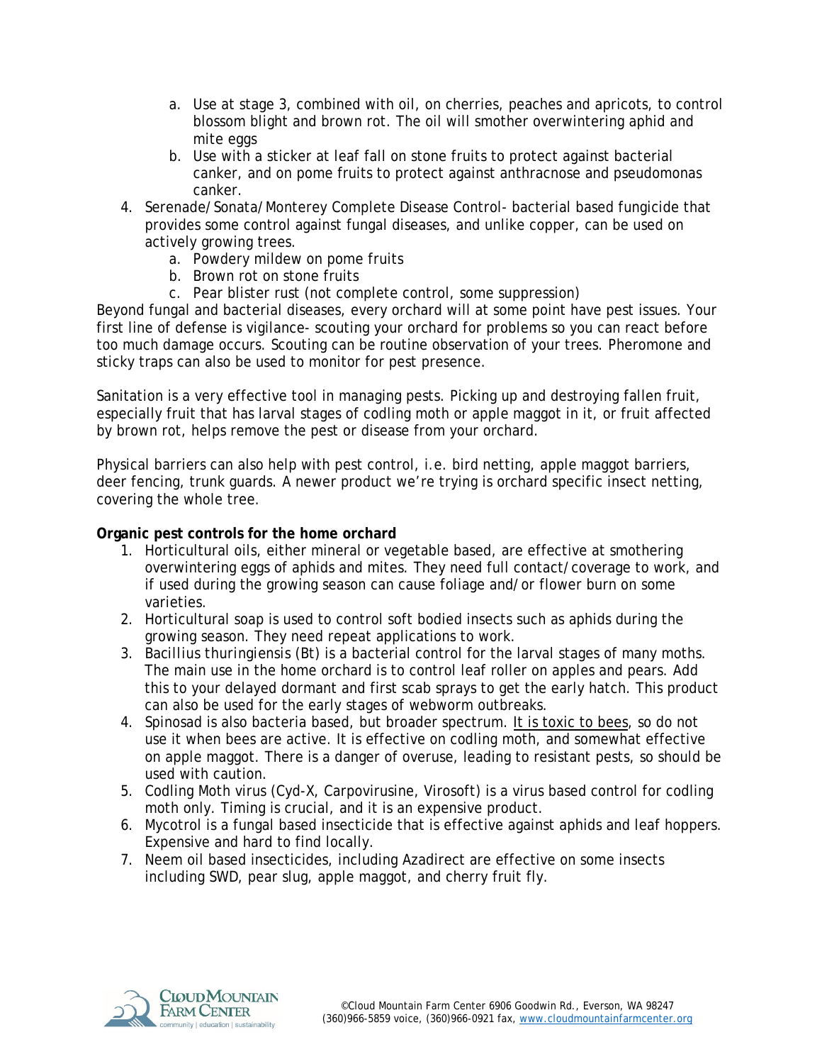a. Use at stage 3, combined with oil, on cherries, peaches and apricots, to control blossom blight and brown rot. The oil will smother overwintering aphid and mite eggs
   b. Use with a sticker at leaf fall on stone fruits to protect against bacterial canker, and on pome fruits to protect against anthracnose and pseudomonas canker.
4. Serenade/Sonata/Monterey Complete Disease Control- bacterial based fungicide that provides some control against fungal diseases, and unlike copper, can be used on actively growing trees.
   a. Powdery mildew on pome fruits
   b. Brown rot on stone fruits
   c. Pear blister rust (not complete control, some suppression)

Beyond fungal and bacterial diseases, every orchard will at some point have pest issues. Your first line of defense is vigilance- scouting your orchard for problems so you can react before too much damage occurs. Scouting can be routine observation of your trees. Pheromone and sticky traps can also be used to monitor for pest presence.

Sanitation is a very effective tool in managing pests. Picking up and destroying fallen fruit, especially fruit that has larval stages of codling moth or apple maggot in it, or fruit affected by brown rot, helps remove the pest or disease from your orchard.

Physical barriers can also help with pest control, i.e. bird netting, apple maggot barriers, deer fencing, trunk guards. A newer product we're trying is orchard specific insect netting, covering the whole tree.

**Organic pest controls for the home orchard**

1. Horticultural oils, either mineral or vegetable based, are effective at smothering overwintering eggs of aphids and mites. They need full contact/coverage to work, and if used during the growing season can cause foliage and/or flower burn on some varieties.
2. Horticultural soap is used to control soft bodied insects such as aphids during the growing season. They need repeat applications to work.
3. *Bacillius thuringiensis* (Bt) is a bacterial control for the larval stages of many moths. The main use in the home orchard is to control leaf roller on apples and pears. Add this to your delayed dormant and first scab sprays to get the early hatch. This product can also be used for the early stages of webworm outbreaks.
4. Spinosad is also bacteria based, but broader spectrum. <u>It is toxic to bees</u>, so do not use it when bees are active. It is effective on codling moth, and somewhat effective on apple maggot. There is a danger of overuse, leading to resistant pests, so should be used with caution.
5. Codling Moth virus (Cyd-X, Carpovirusine, Virosoft) is a virus based control for codling moth only. Timing is crucial, and it is an expensive product.
6. Mycotrol is a fungal based insecticide that is effective against aphids and leaf hoppers. Expensive and hard to find locally.
7. Neem oil based insecticides, including Azadirect are effective on some insects including SWD, pear slug, apple maggot, and cherry fruit fly.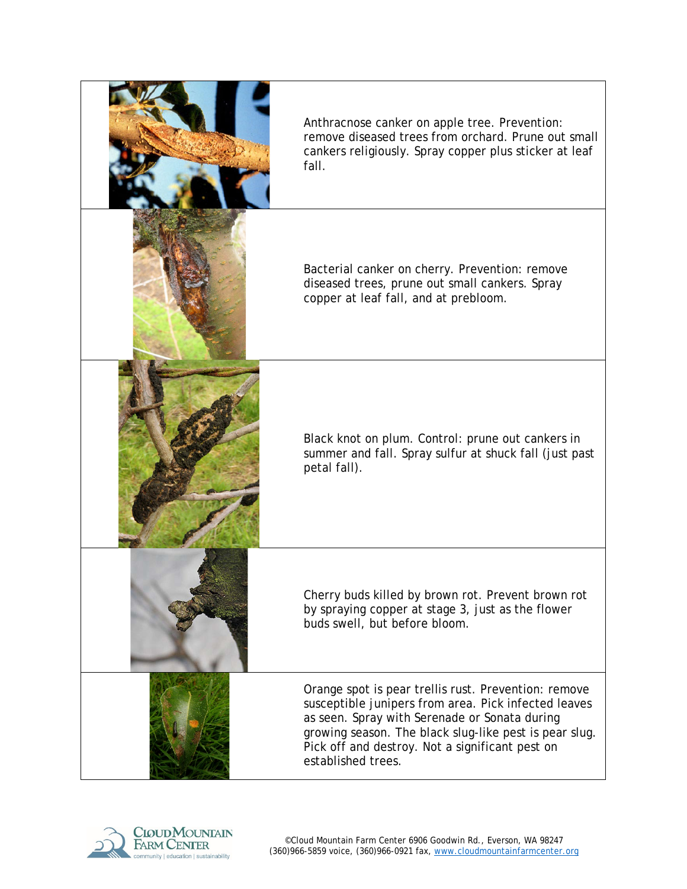| | |
|---|---|
| | Anthracnose canker on apple tree. Prevention: remove diseased trees from orchard. Prune out small cankers religiously. Spray copper plus sticker at leaf fall. |
| | Bacterial canker on cherry. Prevention: remove diseased trees, prune out small cankers. Spray copper at leaf fall, and at prebloom. |
| | Black knot on plum. Control: prune out cankers in summer and fall. Spray sulfur at shuck fall (just past petal fall). |
| | Cherry buds killed by brown rot. Prevent brown rot by spraying copper at stage 3, just as the flower buds swell, but before bloom. |
| | Orange spot is pear trellis rust. Prevention: remove susceptible junipers from area. Pick infected leaves as seen. Spray with Serenade or Sonata during growing season. The black slug-like pest is pear slug. Pick off and destroy. Not a significant pest on established trees. |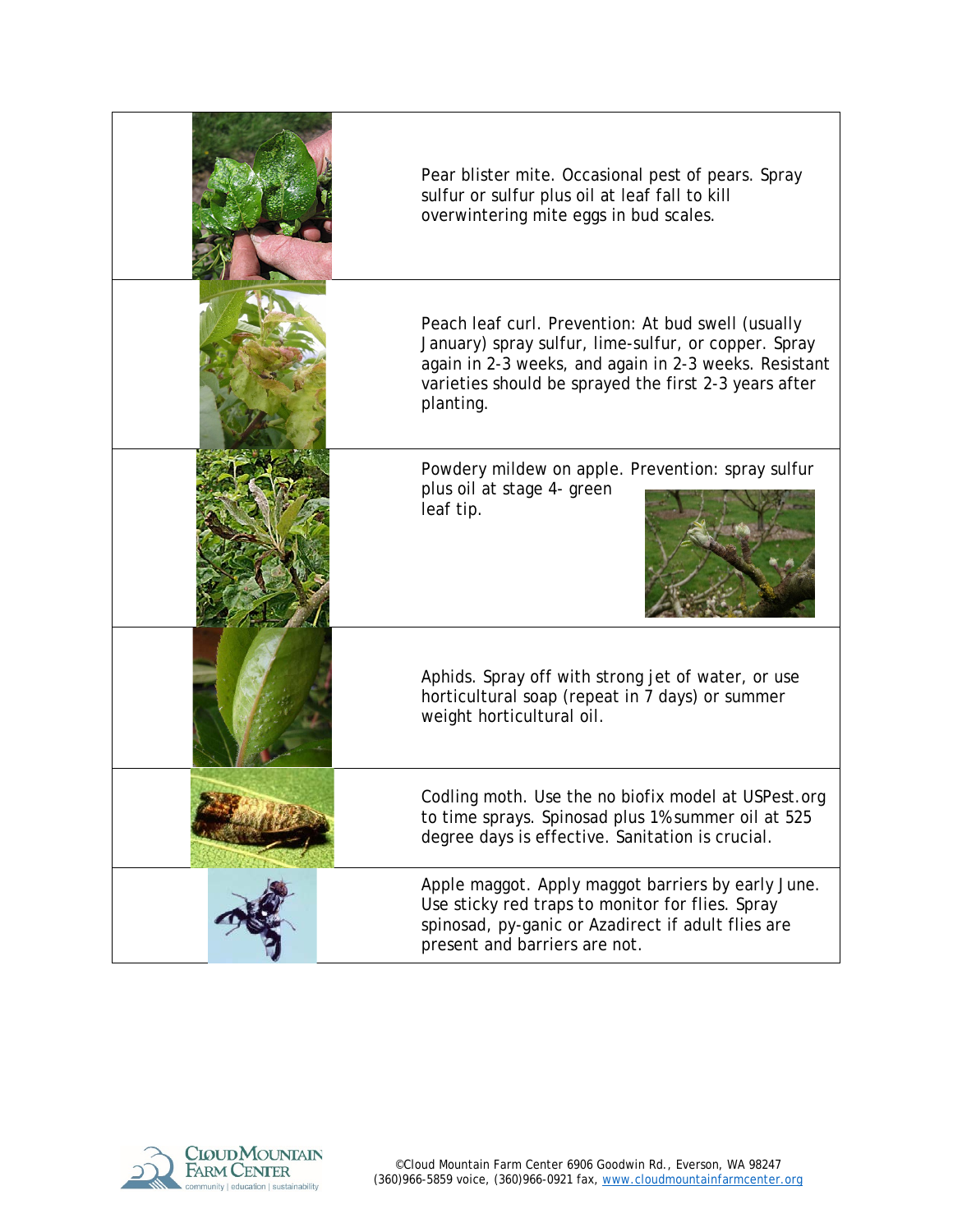| | |
|---|---|
| | Pear blister mite. Occasional pest of pears. Spray sulfur or sulfur plus oil at leaf fall to kill overwintering mite eggs in bud scales. |
| | Peach leaf curl. Prevention: At bud swell (usually January) spray sulfur, lime-sulfur, or copper. Spray again in 2-3 weeks, and again in 2-3 weeks. Resistant varieties should be sprayed the first 2-3 years after planting. |
| | Powdery mildew on apple. Prevention: spray sulfur plus oil at stage 4- green leaf tip. |
| | Aphids. Spray off with strong jet of water, or use horticultural soap (repeat in 7 days) or summer weight horticultural oil. |
| | Codling moth. Use the no biofix model at USPest.org to time sprays. Spinosad plus 1% summer oil at 525 degree days is effective. Sanitation is crucial. |
| | Apple maggot. Apply maggot barriers by early June. Use sticky red traps to monitor for flies. Spray spinosad, py-ganic or Azadirect if adult flies are present and barriers are not. |

©Cloud Mountain Farm Center 6906 Goodwin Rd., Everson, WA 98247
(360)966-5859 voice, (360)966-0921 fax, www.cloudmountainfarmcenter.org